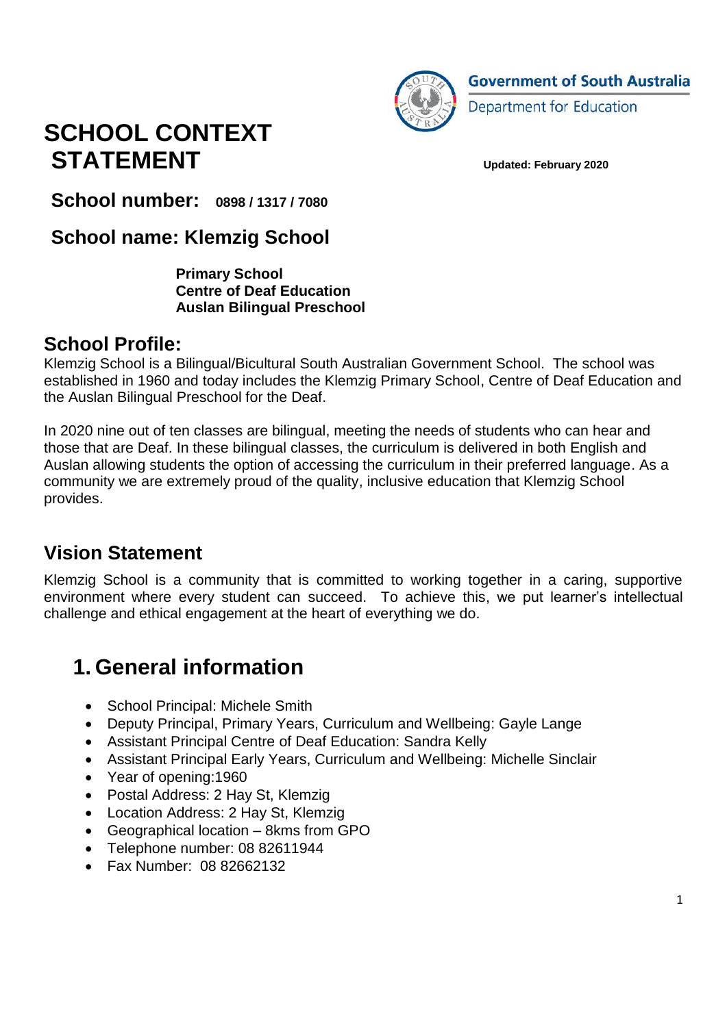Government of South Australia
Department for Education

# SCHOOL CONTEXT STATEMENT

**Updated: February 2020**

## School number: 0898 / 1317 / 7080

## School name: Klemzig School

**Primary School**
**Centre of Deaf Education**
**Auslan Bilingual Preschool**

## School Profile:

Klemzig School is a Bilingual/Bicultural South Australian Government School. The school was established in 1960 and today includes the Klemzig Primary School, Centre of Deaf Education and the Auslan Bilingual Preschool for the Deaf.

In 2020 nine out of ten classes are bilingual, meeting the needs of students who can hear and those that are Deaf. In these bilingual classes, the curriculum is delivered in both English and Auslan allowing students the option of accessing the curriculum in their preferred language. As a community we are extremely proud of the quality, inclusive education that Klemzig School provides.

## Vision Statement

Klemzig School is a community that is committed to working together in a caring, supportive environment where every student can succeed. To achieve this, we put learner's intellectual challenge and ethical engagement at the heart of everything we do.

# 1. General information

- School Principal: Michele Smith
- Deputy Principal, Primary Years, Curriculum and Wellbeing: Gayle Lange
- Assistant Principal Centre of Deaf Education: Sandra Kelly
- Assistant Principal Early Years, Curriculum and Wellbeing: Michelle Sinclair
- Year of opening:1960
- Postal Address: 2 Hay St, Klemzig
- Location Address: 2 Hay St, Klemzig
- Geographical location – 8kms from GPO
- Telephone number: 08 82611944
- Fax Number: 08 82662132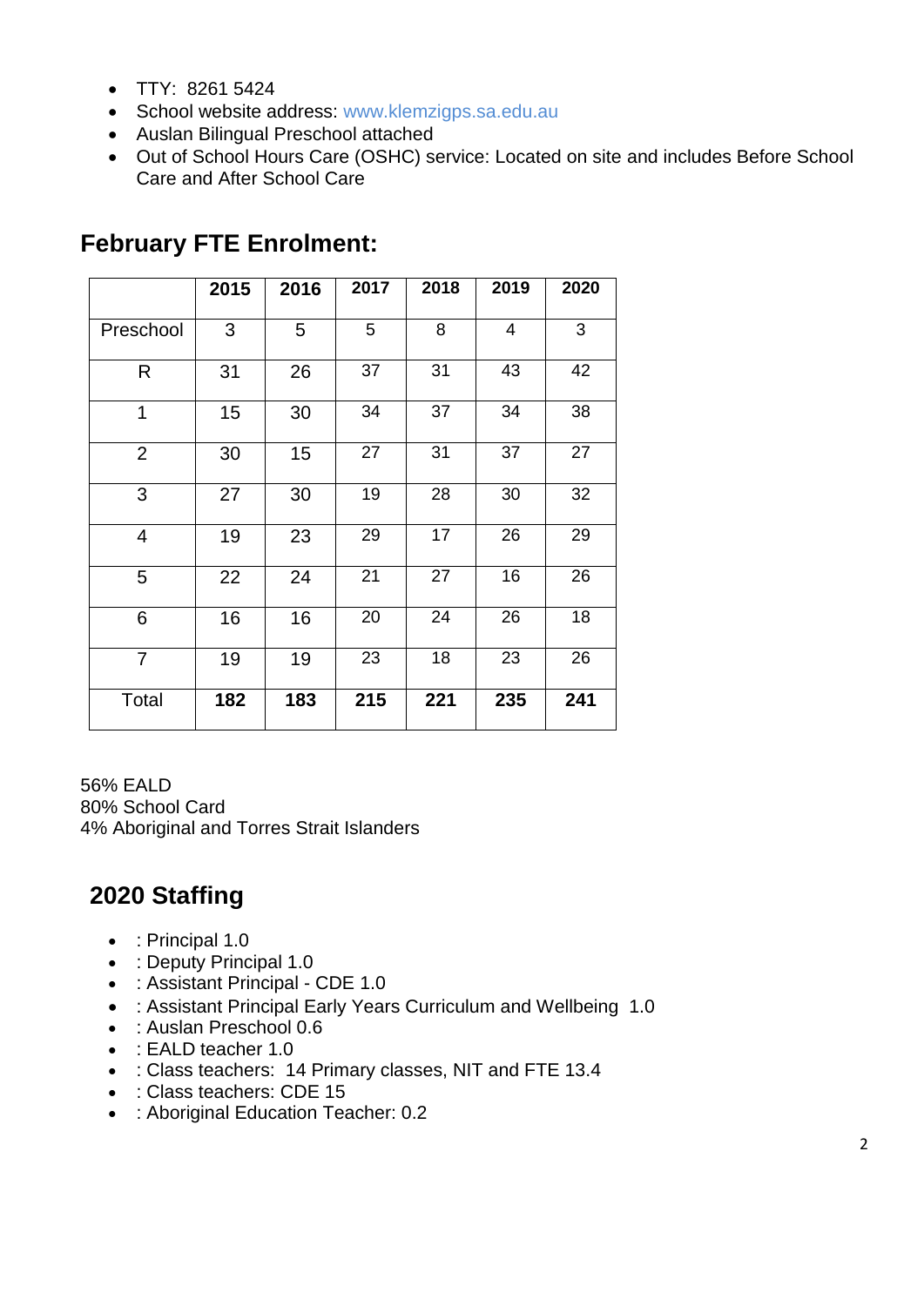- TTY: 8261 5424
- School website address: www.klemzigps.sa.edu.au
- Auslan Bilingual Preschool attached
- Out of School Hours Care (OSHC) service: Located on site and includes Before School Care and After School Care

## February FTE Enrolment:

| | 2015 | 2016 | 2017 | 2018 | 2019 | 2020 |
|---|---|---|---|---|---|---|
| Preschool | 3 | 5 | 5 | 8 | 4 | 3 |
| R | 31 | 26 | 37 | 31 | 43 | 42 |
| 1 | 15 | 30 | 34 | 37 | 34 | 38 |
| 2 | 30 | 15 | 27 | 31 | 37 | 27 |
| 3 | 27 | 30 | 19 | 28 | 30 | 32 |
| 4 | 19 | 23 | 29 | 17 | 26 | 29 |
| 5 | 22 | 24 | 21 | 27 | 16 | 26 |
| 6 | 16 | 16 | 20 | 24 | 26 | 18 |
| 7 | 19 | 19 | 23 | 18 | 23 | 26 |
| Total | **182** | **183** | **215** | **221** | **235** | **241** |

56% EALD
80% School Card
4% Aboriginal and Torres Strait Islanders

## 2020 Staffing

- : Principal 1.0
- : Deputy Principal 1.0
- : Assistant Principal - CDE 1.0
- : Assistant Principal Early Years Curriculum and Wellbeing 1.0
- : Auslan Preschool 0.6
- : EALD teacher 1.0
- : Class teachers: 14 Primary classes, NIT and FTE 13.4
- : Class teachers: CDE 15
- : Aboriginal Education Teacher: 0.2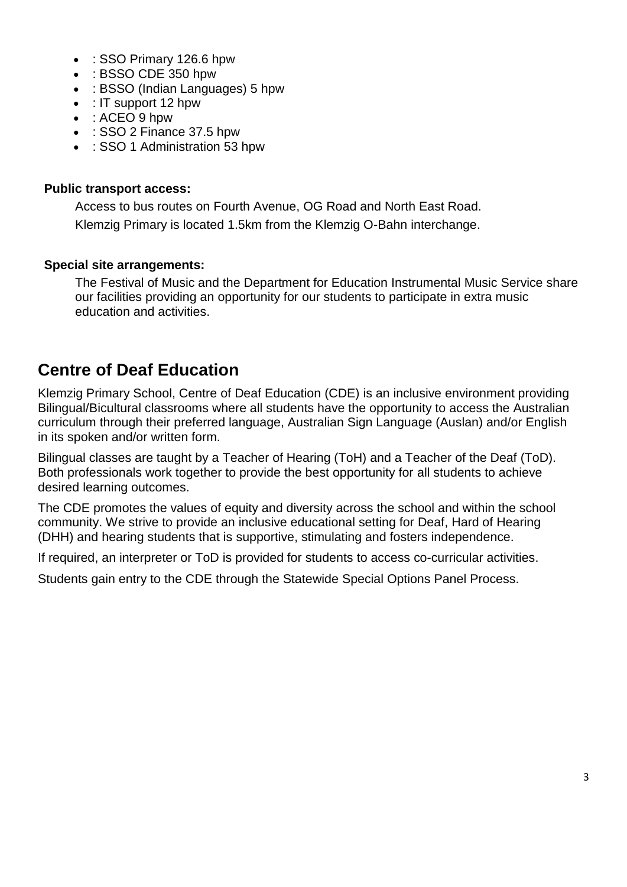- : SSO Primary 126.6 hpw
- : BSSO CDE 350 hpw
- : BSSO (Indian Languages) 5 hpw
- : IT support 12 hpw
- : ACEO 9 hpw
- : SSO 2 Finance 37.5 hpw
- : SSO 1 Administration 53 hpw

**Public transport access:**

Access to bus routes on Fourth Avenue, OG Road and North East Road.

Klemzig Primary is located 1.5km from the Klemzig O-Bahn interchange.

**Special site arrangements:**

The Festival of Music and the Department for Education Instrumental Music Service share our facilities providing an opportunity for our students to participate in extra music education and activities.

## Centre of Deaf Education

Klemzig Primary School, Centre of Deaf Education (CDE) is an inclusive environment providing Bilingual/Bicultural classrooms where all students have the opportunity to access the Australian curriculum through their preferred language, Australian Sign Language (Auslan) and/or English in its spoken and/or written form.

Bilingual classes are taught by a Teacher of Hearing (ToH) and a Teacher of the Deaf (ToD). Both professionals work together to provide the best opportunity for all students to achieve desired learning outcomes.

The CDE promotes the values of equity and diversity across the school and within the school community. We strive to provide an inclusive educational setting for Deaf, Hard of Hearing (DHH) and hearing students that is supportive, stimulating and fosters independence.

If required, an interpreter or ToD is provided for students to access co-curricular activities.

Students gain entry to the CDE through the Statewide Special Options Panel Process.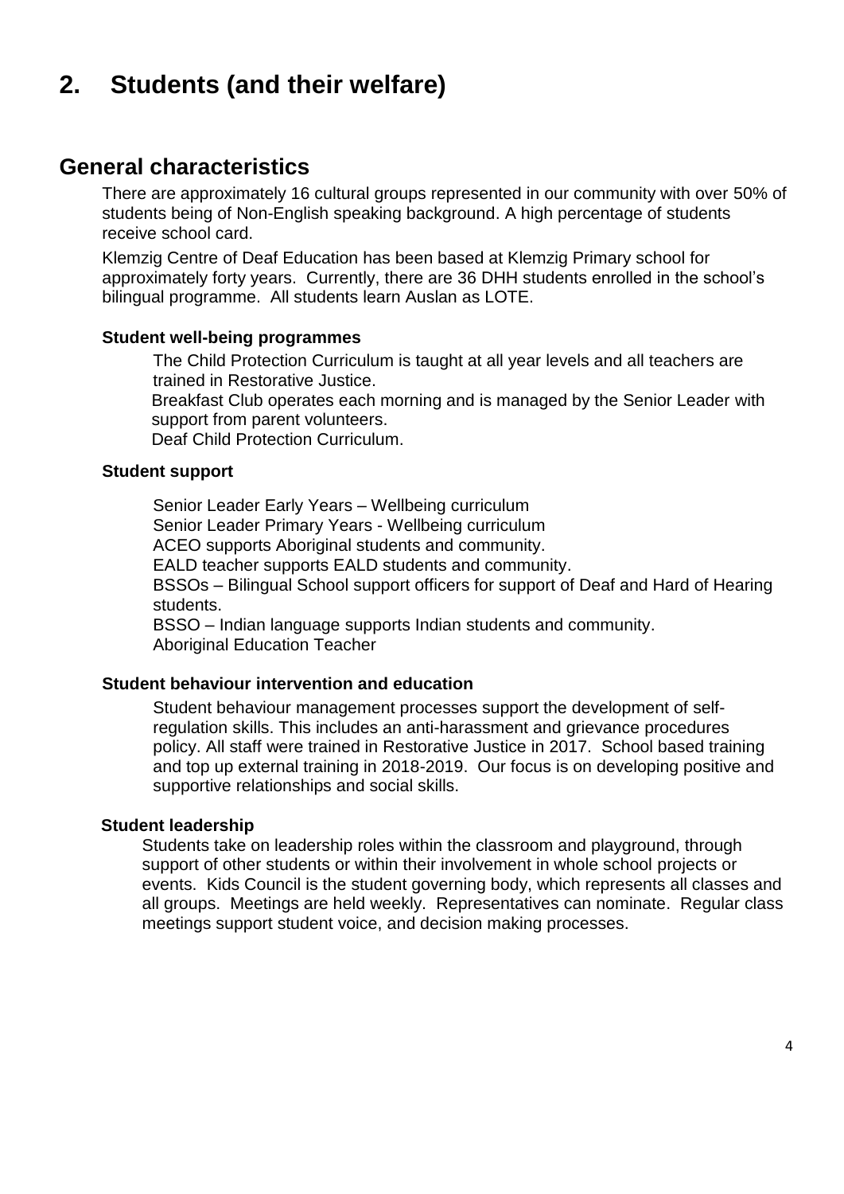# 2. Students (and their welfare)

## General characteristics

There are approximately 16 cultural groups represented in our community with over 50% of students being of Non-English speaking background. A high percentage of students receive school card.

Klemzig Centre of Deaf Education has been based at Klemzig Primary school for approximately forty years. Currently, there are 36 DHH students enrolled in the school's bilingual programme. All students learn Auslan as LOTE.

### Student well-being programmes

The Child Protection Curriculum is taught at all year levels and all teachers are trained in Restorative Justice.

Breakfast Club operates each morning and is managed by the Senior Leader with support from parent volunteers.

Deaf Child Protection Curriculum.

### Student support

Senior Leader Early Years – Wellbeing curriculum

Senior Leader Primary Years - Wellbeing curriculum

ACEO supports Aboriginal students and community.

EALD teacher supports EALD students and community.

BSSOs – Bilingual School support officers for support of Deaf and Hard of Hearing students.

BSSO – Indian language supports Indian students and community.

Aboriginal Education Teacher

### Student behaviour intervention and education

Student behaviour management processes support the development of self-regulation skills. This includes an anti-harassment and grievance procedures policy. All staff were trained in Restorative Justice in 2017. School based training and top up external training in 2018-2019. Our focus is on developing positive and supportive relationships and social skills.

### Student leadership

Students take on leadership roles within the classroom and playground, through support of other students or within their involvement in whole school projects or events. Kids Council is the student governing body, which represents all classes and all groups. Meetings are held weekly. Representatives can nominate. Regular class meetings support student voice, and decision making processes.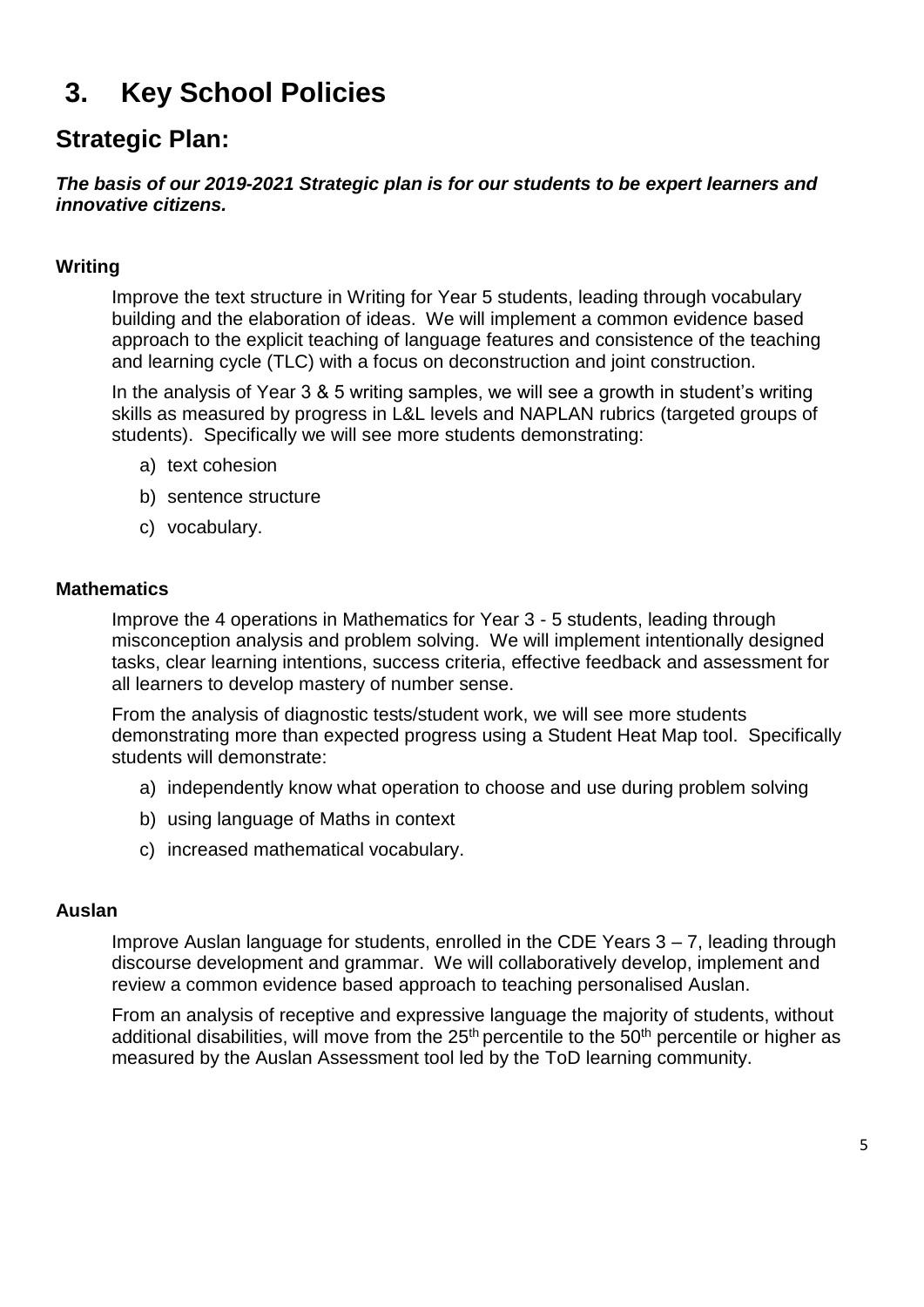# 3. Key School Policies

## Strategic Plan:

***The basis of our 2019-2021 Strategic plan is for our students to be expert learners and innovative citizens.***

### Writing

Improve the text structure in Writing for Year 5 students, leading through vocabulary building and the elaboration of ideas. We will implement a common evidence based approach to the explicit teaching of language features and consistence of the teaching and learning cycle (TLC) with a focus on deconstruction and joint construction.

In the analysis of Year 3 & 5 writing samples, we will see a growth in student's writing skills as measured by progress in L&L levels and NAPLAN rubrics (targeted groups of students). Specifically we will see more students demonstrating:

a) text cohesion

b) sentence structure

c) vocabulary.

### Mathematics

Improve the 4 operations in Mathematics for Year 3 - 5 students, leading through misconception analysis and problem solving. We will implement intentionally designed tasks, clear learning intentions, success criteria, effective feedback and assessment for all learners to develop mastery of number sense.

From the analysis of diagnostic tests/student work, we will see more students demonstrating more than expected progress using a Student Heat Map tool. Specifically students will demonstrate:

a) independently know what operation to choose and use during problem solving

b) using language of Maths in context

c) increased mathematical vocabulary.

### Auslan

Improve Auslan language for students, enrolled in the CDE Years 3 – 7, leading through discourse development and grammar. We will collaboratively develop, implement and review a common evidence based approach to teaching personalised Auslan.

From an analysis of receptive and expressive language the majority of students, without additional disabilities, will move from the 25th percentile to the 50th percentile or higher as measured by the Auslan Assessment tool led by the ToD learning community.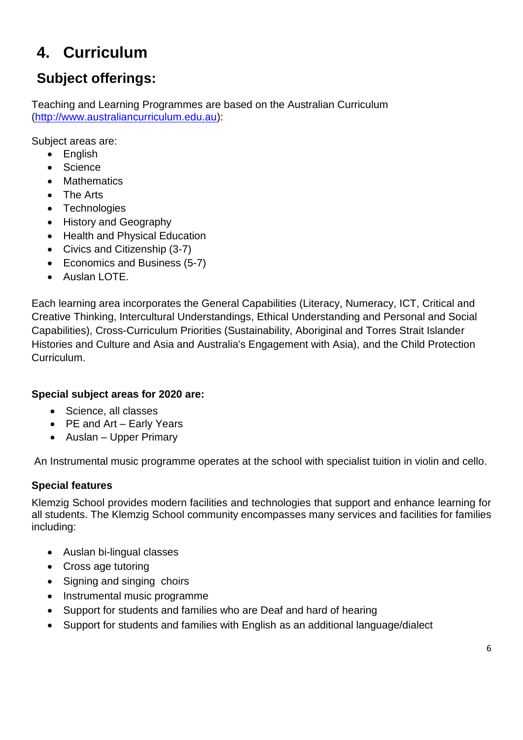# 4. Curriculum

## Subject offerings:

Teaching and Learning Programmes are based on the Australian Curriculum (http://www.australiancurriculum.edu.au):

Subject areas are:

- English
- Science
- Mathematics
- The Arts
- Technologies
- History and Geography
- Health and Physical Education
- Civics and Citizenship (3-7)
- Economics and Business (5-7)
- Auslan LOTE.

Each learning area incorporates the General Capabilities (Literacy, Numeracy, ICT, Critical and Creative Thinking, Intercultural Understandings, Ethical Understanding and Personal and Social Capabilities), Cross-Curriculum Priorities (Sustainability, Aboriginal and Torres Strait Islander Histories and Culture and Asia and Australia's Engagement with Asia), and the Child Protection Curriculum.

**Special subject areas for 2020 are:**

- Science, all classes
- PE and Art – Early Years
- Auslan – Upper Primary

An Instrumental music programme operates at the school with specialist tuition in violin and cello.

**Special features**

Klemzig School provides modern facilities and technologies that support and enhance learning for all students. The Klemzig School community encompasses many services and facilities for families including:

- Auslan bi-lingual classes
- Cross age tutoring
- Signing and singing choirs
- Instrumental music programme
- Support for students and families who are Deaf and hard of hearing
- Support for students and families with English as an additional language/dialect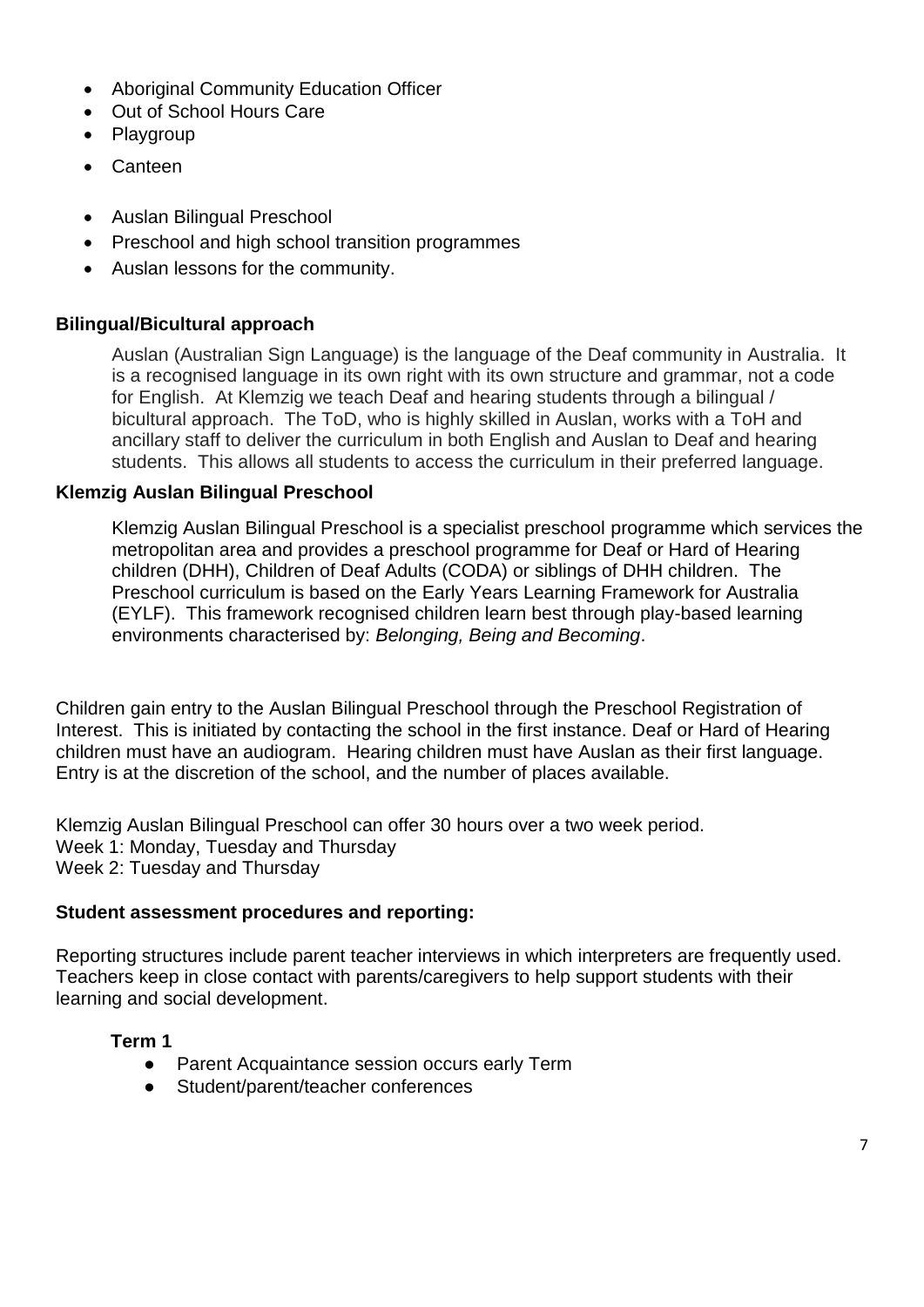- Aboriginal Community Education Officer
- Out of School Hours Care
- Playgroup
- Canteen
- Auslan Bilingual Preschool
- Preschool and high school transition programmes
- Auslan lessons for the community.

**Bilingual/Bicultural approach**

Auslan (Australian Sign Language) is the language of the Deaf community in Australia. It is a recognised language in its own right with its own structure and grammar, not a code for English. At Klemzig we teach Deaf and hearing students through a bilingual / bicultural approach. The ToD, who is highly skilled in Auslan, works with a ToH and ancillary staff to deliver the curriculum in both English and Auslan to Deaf and hearing students. This allows all students to access the curriculum in their preferred language.

**Klemzig Auslan Bilingual Preschool**

Klemzig Auslan Bilingual Preschool is a specialist preschool programme which services the metropolitan area and provides a preschool programme for Deaf or Hard of Hearing children (DHH), Children of Deaf Adults (CODA) or siblings of DHH children. The Preschool curriculum is based on the Early Years Learning Framework for Australia (EYLF). This framework recognised children learn best through play-based learning environments characterised by: *Belonging, Being and Becoming*.

Children gain entry to the Auslan Bilingual Preschool through the Preschool Registration of Interest. This is initiated by contacting the school in the first instance. Deaf or Hard of Hearing children must have an audiogram. Hearing children must have Auslan as their first language. Entry is at the discretion of the school, and the number of places available.

Klemzig Auslan Bilingual Preschool can offer 30 hours over a two week period.
Week 1: Monday, Tuesday and Thursday
Week 2: Tuesday and Thursday

**Student assessment procedures and reporting:**

Reporting structures include parent teacher interviews in which interpreters are frequently used. Teachers keep in close contact with parents/caregivers to help support students with their learning and social development.

**Term 1**

- Parent Acquaintance session occurs early Term
- Student/parent/teacher conferences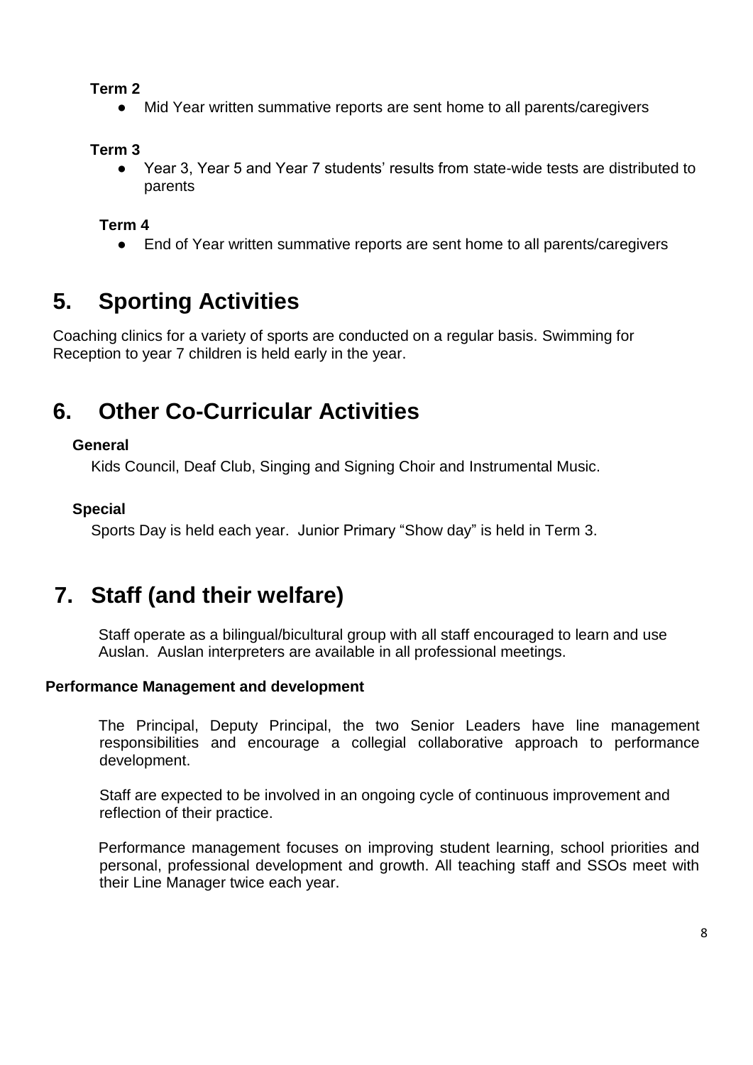**Term 2**

- Mid Year written summative reports are sent home to all parents/caregivers

**Term 3**

- Year 3, Year 5 and Year 7 students' results from state-wide tests are distributed to parents

**Term 4**

- End of Year written summative reports are sent home to all parents/caregivers

## 5. Sporting Activities

Coaching clinics for a variety of sports are conducted on a regular basis. Swimming for Reception to year 7 children is held early in the year.

## 6. Other Co-Curricular Activities

**General**

Kids Council, Deaf Club, Singing and Signing Choir and Instrumental Music.

**Special**

Sports Day is held each year. Junior Primary "Show day" is held in Term 3.

## 7. Staff (and their welfare)

Staff operate as a bilingual/bicultural group with all staff encouraged to learn and use Auslan. Auslan interpreters are available in all professional meetings.

**Performance Management and development**

The Principal, Deputy Principal, the two Senior Leaders have line management responsibilities and encourage a collegial collaborative approach to performance development.

Staff are expected to be involved in an ongoing cycle of continuous improvement and reflection of their practice.

Performance management focuses on improving student learning, school priorities and personal, professional development and growth. All teaching staff and SSOs meet with their Line Manager twice each year.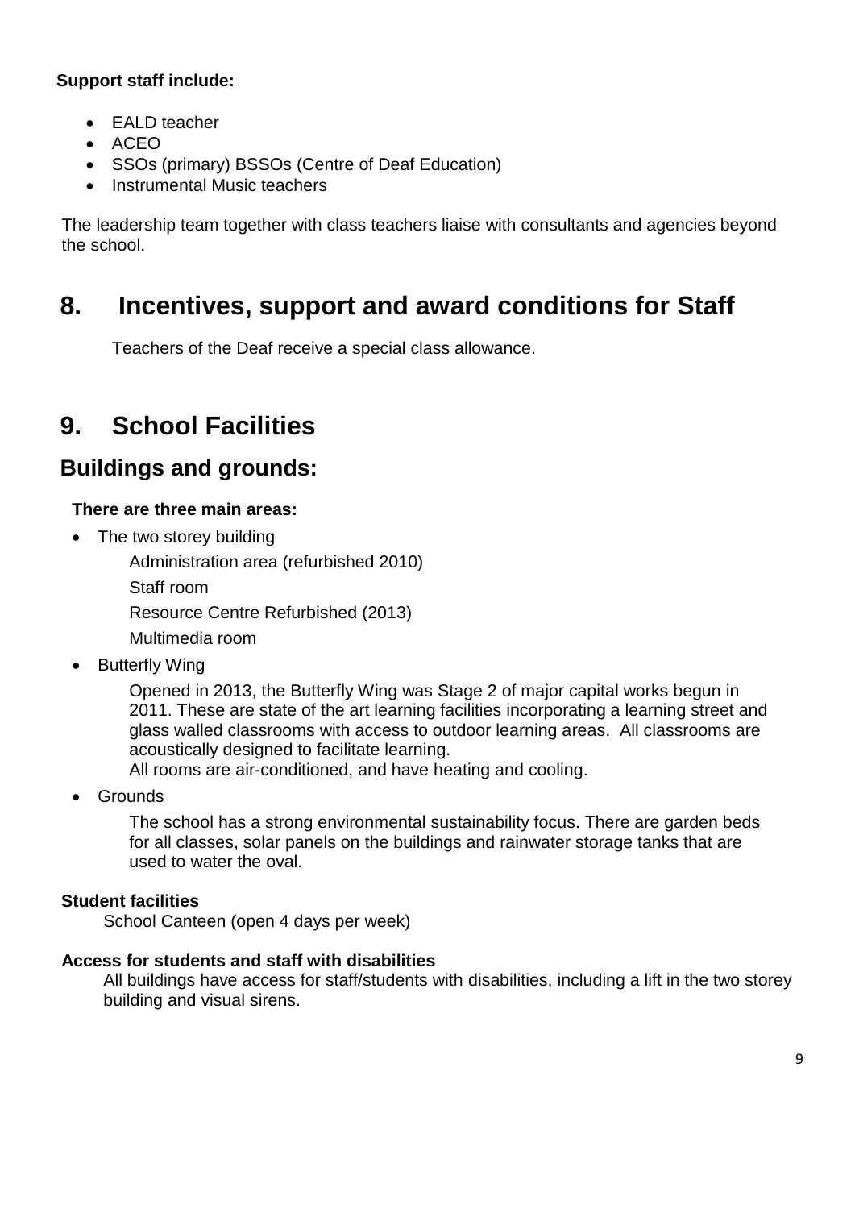**Support staff include:**

- EALD teacher
- ACEO
- SSOs (primary) BSSOs (Centre of Deaf Education)
- Instrumental Music teachers

The leadership team together with class teachers liaise with consultants and agencies beyond the school.

# 8. Incentives, support and award conditions for Staff

Teachers of the Deaf receive a special class allowance.

# 9. School Facilities

## Buildings and grounds:

**There are three main areas:**

- The two storey building

  Administration area (refurbished 2010)

  Staff room

  Resource Centre Refurbished (2013)

  Multimedia room

- Butterfly Wing

  Opened in 2013, the Butterfly Wing was Stage 2 of major capital works begun in 2011. These are state of the art learning facilities incorporating a learning street and glass walled classrooms with access to outdoor learning areas. All classrooms are acoustically designed to facilitate learning.
  All rooms are air-conditioned, and have heating and cooling.

- Grounds

  The school has a strong environmental sustainability focus. There are garden beds for all classes, solar panels on the buildings and rainwater storage tanks that are used to water the oval.

**Student facilities**

School Canteen (open 4 days per week)

**Access for students and staff with disabilities**

All buildings have access for staff/students with disabilities, including a lift in the two storey building and visual sirens.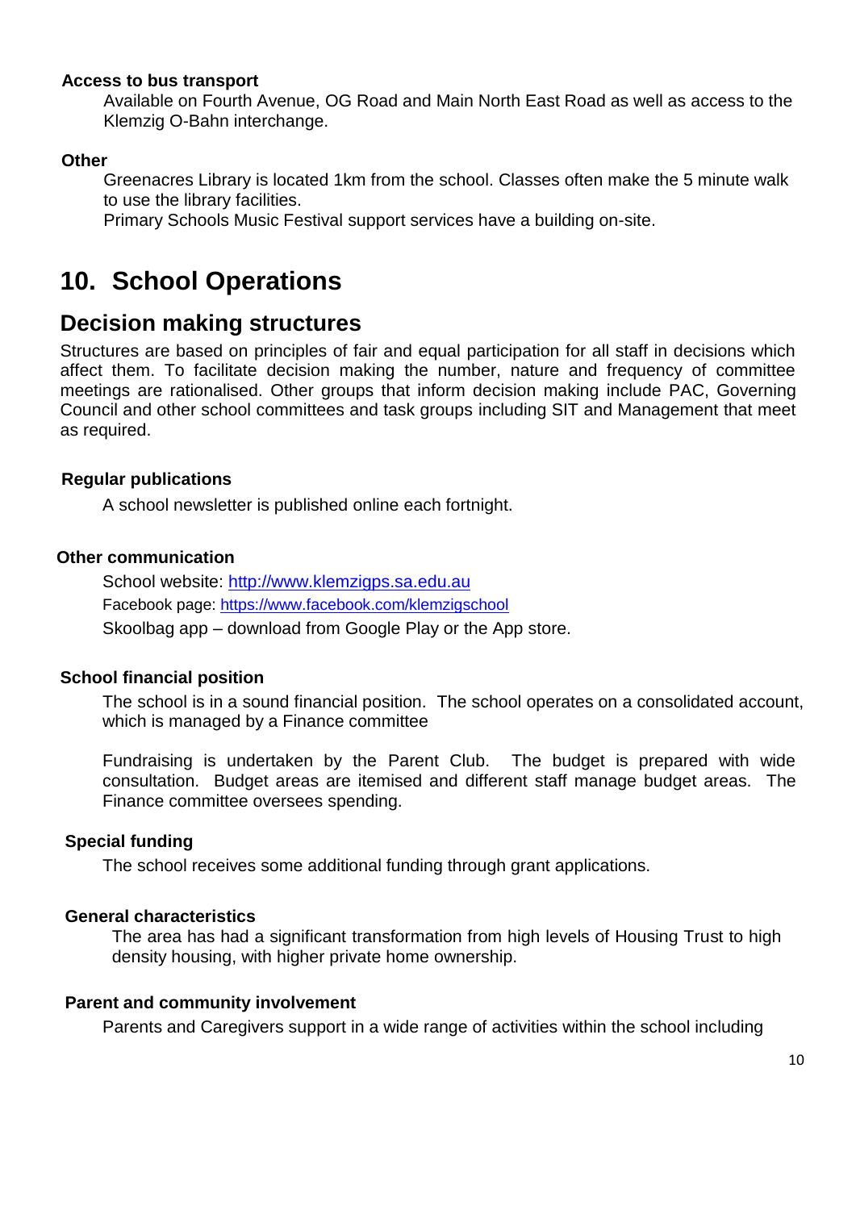**Access to bus transport**

Available on Fourth Avenue, OG Road and Main North East Road as well as access to the Klemzig O-Bahn interchange.

**Other**

Greenacres Library is located 1km from the school. Classes often make the 5 minute walk to use the library facilities.
Primary Schools Music Festival support services have a building on-site.

# 10. School Operations

## Decision making structures

Structures are based on principles of fair and equal participation for all staff in decisions which affect them. To facilitate decision making the number, nature and frequency of committee meetings are rationalised. Other groups that inform decision making include PAC, Governing Council and other school committees and task groups including SIT and Management that meet as required.

**Regular publications**

A school newsletter is published online each fortnight.

**Other communication**

School website: [http://www.klemzigps.sa.edu.au](http://www.klemzigps.sa.edu.au)
Facebook page: [https://www.facebook.com/klemzigschool](https://www.facebook.com/klemzigschool)
Skoolbag app – download from Google Play or the App store.

**School financial position**

The school is in a sound financial position. The school operates on a consolidated account, which is managed by a Finance committee

Fundraising is undertaken by the Parent Club. The budget is prepared with wide consultation. Budget areas are itemised and different staff manage budget areas. The Finance committee oversees spending.

**Special funding**

The school receives some additional funding through grant applications.

**General characteristics**

The area has had a significant transformation from high levels of Housing Trust to high density housing, with higher private home ownership.

**Parent and community involvement**

Parents and Caregivers support in a wide range of activities within the school including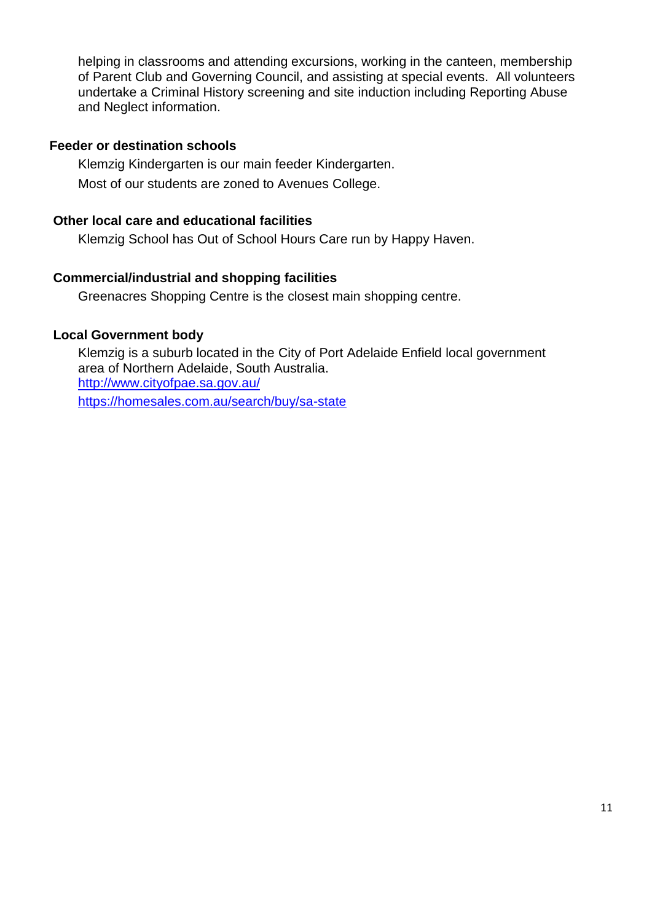helping in classrooms and attending excursions, working in the canteen, membership of Parent Club and Governing Council, and assisting at special events. All volunteers undertake a Criminal History screening and site induction including Reporting Abuse and Neglect information.

### Feeder or destination schools

Klemzig Kindergarten is our main feeder Kindergarten.

Most of our students are zoned to Avenues College.

### Other local care and educational facilities

Klemzig School has Out of School Hours Care run by Happy Haven.

### Commercial/industrial and shopping facilities

Greenacres Shopping Centre is the closest main shopping centre.

### Local Government body

Klemzig is a suburb located in the City of Port Adelaide Enfield local government area of Northern Adelaide, South Australia.

http://www.cityofpae.sa.gov.au/

https://homesales.com.au/search/buy/sa-state